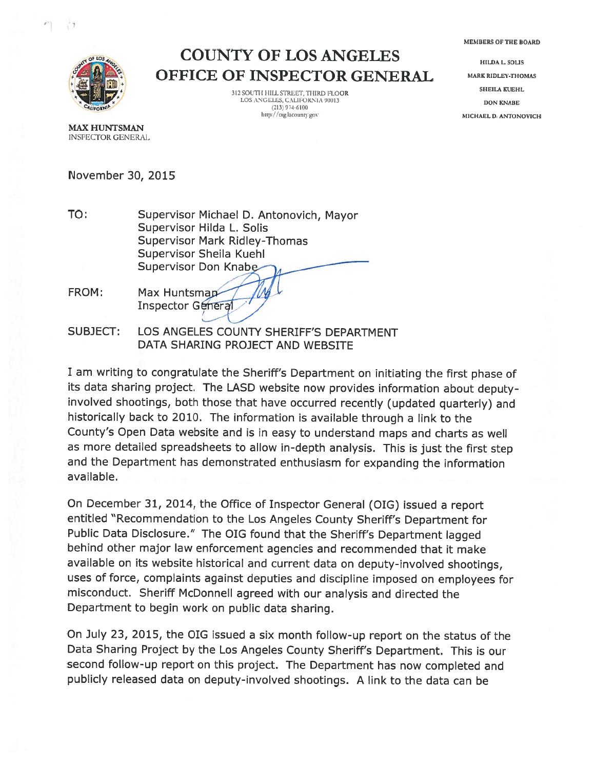# COUNTY OF LOS ANGELES
# OFFICE OF INSPECTOR GENERAL

312 SOUTH HILL STREET, THIRD FLOOR
LOS ANGELES, CALIFORNIA 90013
(213) 974-6100
http://oig.lacounty.gov

MEMBERS OF THE BOARD

HILDA L. SOLIS
MARK RIDLEY-THOMAS
SHEILA KUEHL
DON KNABE
MICHAEL D. ANTONOVICH

**MAX HUNTSMAN**
INSPECTOR GENERAL

November 30, 2015

TO: Supervisor Michael D. Antonovich, Mayor
Supervisor Hilda L. Solis
Supervisor Mark Ridley-Thomas
Supervisor Sheila Kuehl
Supervisor Don Knabe

FROM: Max Huntsman
Inspector General

SUBJECT: LOS ANGELES COUNTY SHERIFF'S DEPARTMENT DATA SHARING PROJECT AND WEBSITE

I am writing to congratulate the Sheriff's Department on initiating the first phase of its data sharing project. The LASD website now provides information about deputy-involved shootings, both those that have occurred recently (updated quarterly) and historically back to 2010. The information is available through a link to the County's Open Data website and is in easy to understand maps and charts as well as more detailed spreadsheets to allow in-depth analysis. This is just the first step and the Department has demonstrated enthusiasm for expanding the information available.

On December 31, 2014, the Office of Inspector General (OIG) issued a report entitled "Recommendation to the Los Angeles County Sheriff's Department for Public Data Disclosure." The OIG found that the Sheriff's Department lagged behind other major law enforcement agencies and recommended that it make available on its website historical and current data on deputy-involved shootings, uses of force, complaints against deputies and discipline imposed on employees for misconduct. Sheriff McDonnell agreed with our analysis and directed the Department to begin work on public data sharing.

On July 23, 2015, the OIG issued a six month follow-up report on the status of the Data Sharing Project by the Los Angeles County Sheriff's Department. This is our second follow-up report on this project. The Department has now completed and publicly released data on deputy-involved shootings. A link to the data can be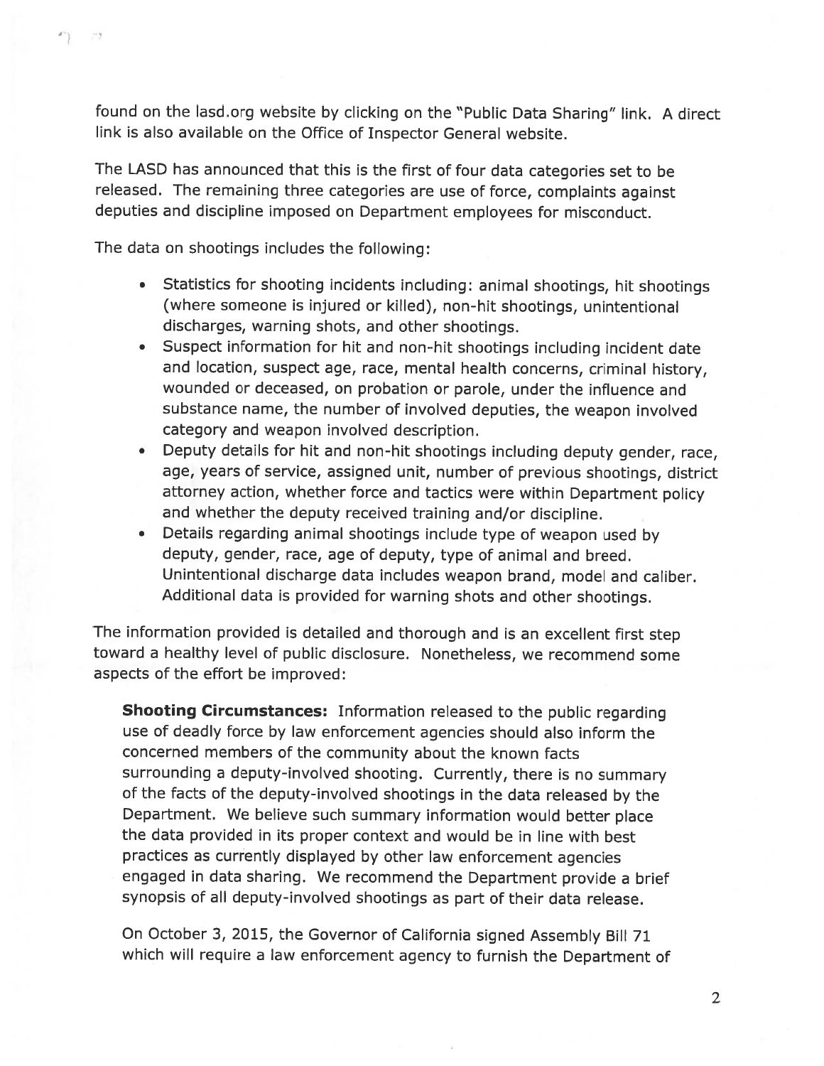found on the lasd.org website by clicking on the "Public Data Sharing" link. A direct link is also available on the Office of Inspector General website.

The LASD has announced that this is the first of four data categories set to be released. The remaining three categories are use of force, complaints against deputies and discipline imposed on Department employees for misconduct.

The data on shootings includes the following:

- Statistics for shooting incidents including: animal shootings, hit shootings (where someone is injured or killed), non-hit shootings, unintentional discharges, warning shots, and other shootings.
- Suspect information for hit and non-hit shootings including incident date and location, suspect age, race, mental health concerns, criminal history, wounded or deceased, on probation or parole, under the influence and substance name, the number of involved deputies, the weapon involved category and weapon involved description.
- Deputy details for hit and non-hit shootings including deputy gender, race, age, years of service, assigned unit, number of previous shootings, district attorney action, whether force and tactics were within Department policy and whether the deputy received training and/or discipline.
- Details regarding animal shootings include type of weapon used by deputy, gender, race, age of deputy, type of animal and breed. Unintentional discharge data includes weapon brand, model and caliber. Additional data is provided for warning shots and other shootings.

The information provided is detailed and thorough and is an excellent first step toward a healthy level of public disclosure. Nonetheless, we recommend some aspects of the effort be improved:

**Shooting Circumstances:** Information released to the public regarding use of deadly force by law enforcement agencies should also inform the concerned members of the community about the known facts surrounding a deputy-involved shooting. Currently, there is no summary of the facts of the deputy-involved shootings in the data released by the Department. We believe such summary information would better place the data provided in its proper context and would be in line with best practices as currently displayed by other law enforcement agencies engaged in data sharing. We recommend the Department provide a brief synopsis of all deputy-involved shootings as part of their data release.

On October 3, 2015, the Governor of California signed Assembly Bill 71 which will require a law enforcement agency to furnish the Department of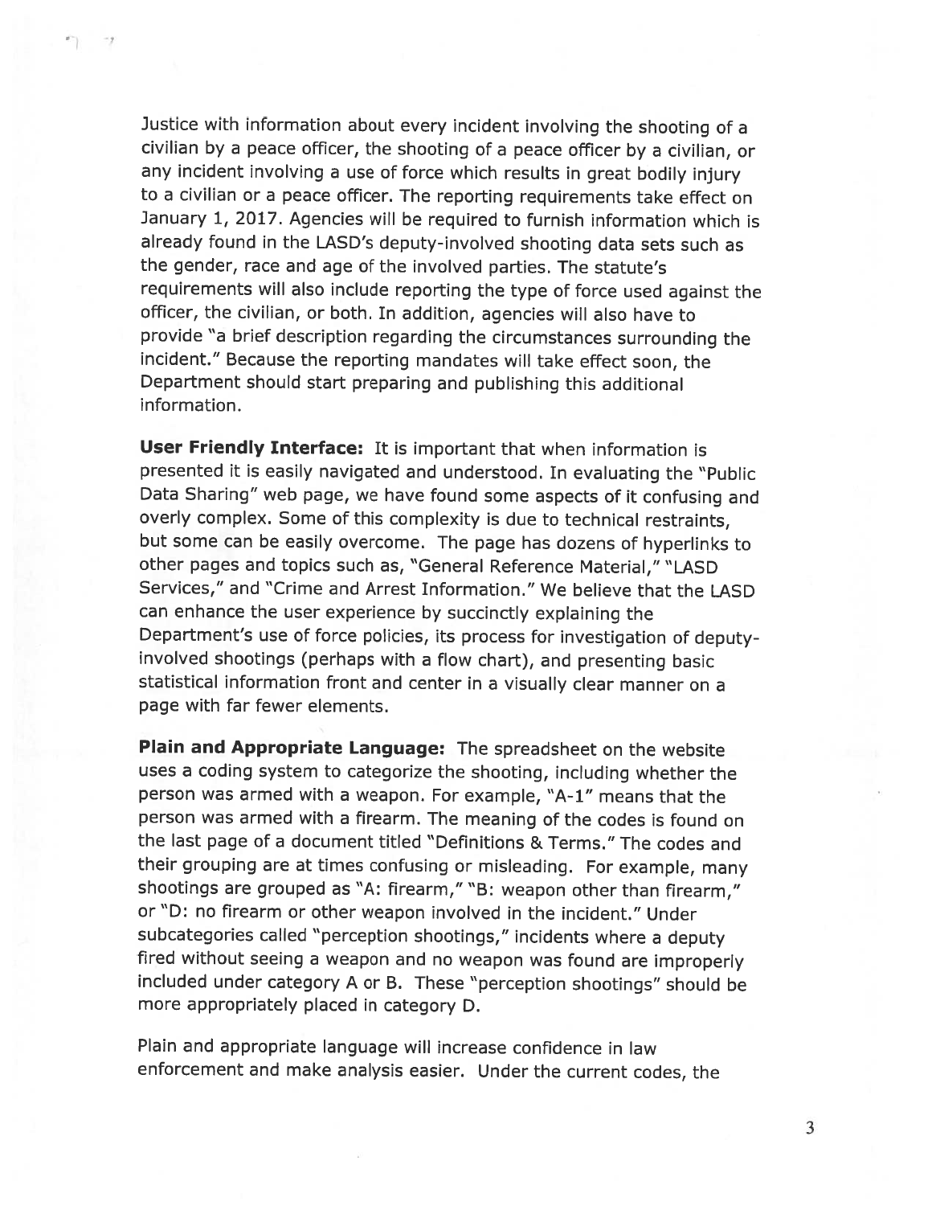Justice with information about every incident involving the shooting of a civilian by a peace officer, the shooting of a peace officer by a civilian, or any incident involving a use of force which results in great bodily injury to a civilian or a peace officer. The reporting requirements take effect on January 1, 2017. Agencies will be required to furnish information which is already found in the LASD's deputy-involved shooting data sets such as the gender, race and age of the involved parties. The statute's requirements will also include reporting the type of force used against the officer, the civilian, or both. In addition, agencies will also have to provide "a brief description regarding the circumstances surrounding the incident." Because the reporting mandates will take effect soon, the Department should start preparing and publishing this additional information.

**User Friendly Interface:** It is important that when information is presented it is easily navigated and understood. In evaluating the "Public Data Sharing" web page, we have found some aspects of it confusing and overly complex. Some of this complexity is due to technical restraints, but some can be easily overcome. The page has dozens of hyperlinks to other pages and topics such as, "General Reference Material," "LASD Services," and "Crime and Arrest Information." We believe that the LASD can enhance the user experience by succinctly explaining the Department's use of force policies, its process for investigation of deputy-involved shootings (perhaps with a flow chart), and presenting basic statistical information front and center in a visually clear manner on a page with far fewer elements.

**Plain and Appropriate Language:** The spreadsheet on the website uses a coding system to categorize the shooting, including whether the person was armed with a weapon. For example, "A-1" means that the person was armed with a firearm. The meaning of the codes is found on the last page of a document titled "Definitions & Terms." The codes and their grouping are at times confusing or misleading. For example, many shootings are grouped as "A: firearm," "B: weapon other than firearm," or "D: no firearm or other weapon involved in the incident." Under subcategories called "perception shootings," incidents where a deputy fired without seeing a weapon and no weapon was found are improperly included under category A or B. These "perception shootings" should be more appropriately placed in category D.

Plain and appropriate language will increase confidence in law enforcement and make analysis easier. Under the current codes, the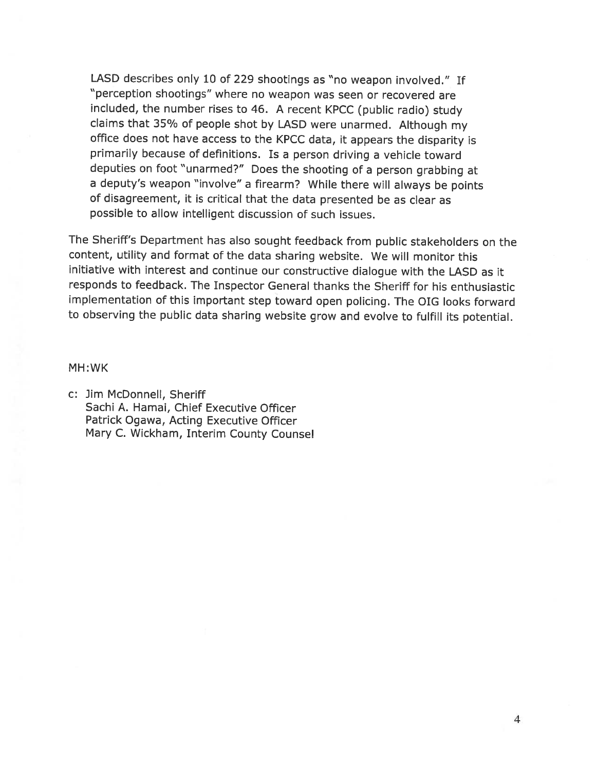LASD describes only 10 of 229 shootings as "no weapon involved." If "perception shootings" where no weapon was seen or recovered are included, the number rises to 46. A recent KPCC (public radio) study claims that 35% of people shot by LASD were unarmed. Although my office does not have access to the KPCC data, it appears the disparity is primarily because of definitions. Is a person driving a vehicle toward deputies on foot "unarmed?" Does the shooting of a person grabbing at a deputy's weapon "involve" a firearm? While there will always be points of disagreement, it is critical that the data presented be as clear as possible to allow intelligent discussion of such issues.

The Sheriff's Department has also sought feedback from public stakeholders on the content, utility and format of the data sharing website. We will monitor this initiative with interest and continue our constructive dialogue with the LASD as it responds to feedback. The Inspector General thanks the Sheriff for his enthusiastic implementation of this important step toward open policing. The OIG looks forward to observing the public data sharing website grow and evolve to fulfill its potential.

MH:WK

c: Jim McDonnell, Sheriff
Sachi A. Hamai, Chief Executive Officer
Patrick Ogawa, Acting Executive Officer
Mary C. Wickham, Interim County Counsel